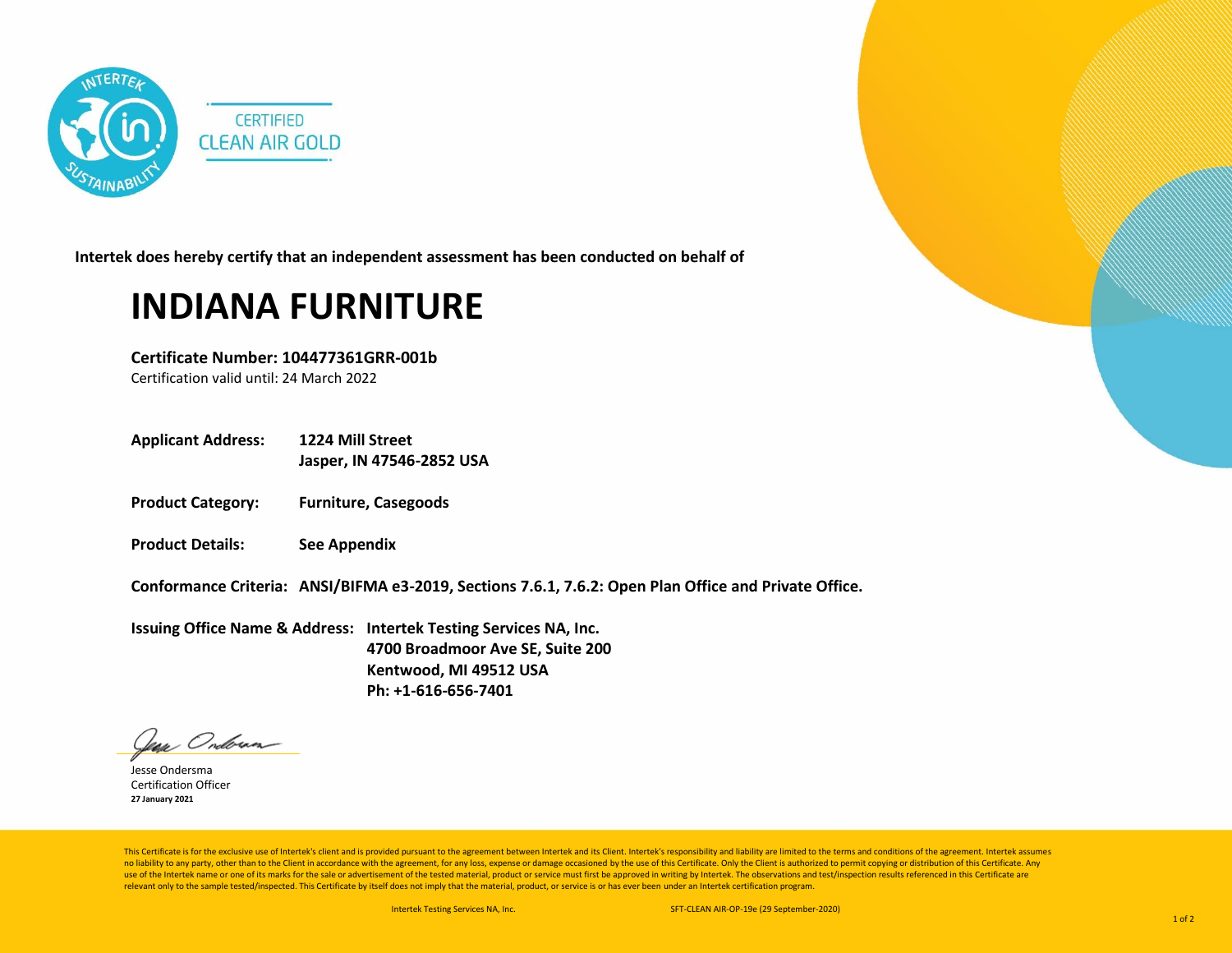CERTIFIED
CLEAN AIR GOLD

**Intertek does hereby certify that an independent assessment has been conducted on behalf of**

# INDIANA FURNITURE

**Certificate Number: 104477361GRR-001b**
Certification valid until: 24 March 2022

**Applicant Address:** **1224 Mill Street**
**Jasper, IN 47546-2852 USA**

**Product Category:** **Furniture, Casegoods**

**Product Details:** **See Appendix**

**Conformance Criteria:** **ANSI/BIFMA e3-2019, Sections 7.6.1, 7.6.2: Open Plan Office and Private Office.**

**Issuing Office Name & Address:** **Intertek Testing Services NA, Inc.**
**4700 Broadmoor Ave SE, Suite 200**
**Kentwood, MI 49512 USA**
**Ph: +1-616-656-7401**

Jesse Ondersma
Certification Officer
**27 January 2021**

This Certificate is for the exclusive use of Intertek's client and is provided pursuant to the agreement between Intertek and its Client. Intertek's responsibility and liability are limited to the terms and conditions of the agreement. Intertek assumes no liability to any party, other than to the Client in accordance with the agreement, for any loss, expense or damage occasioned by the use of this Certificate. Only the Client is authorized to permit copying or distribution of this Certificate. Any use of the Intertek name or one of its marks for the sale or advertisement of the tested material, product or service must first be approved in writing by Intertek. The observations and test/inspection results referenced in this Certificate are relevant only to the sample tested/inspected. This Certificate by itself does not imply that the material, product, or service is or has ever been under an Intertek certification program.

Intertek Testing Services NA, Inc. SFT-CLEAN AIR-OP-19e (29 September-2020)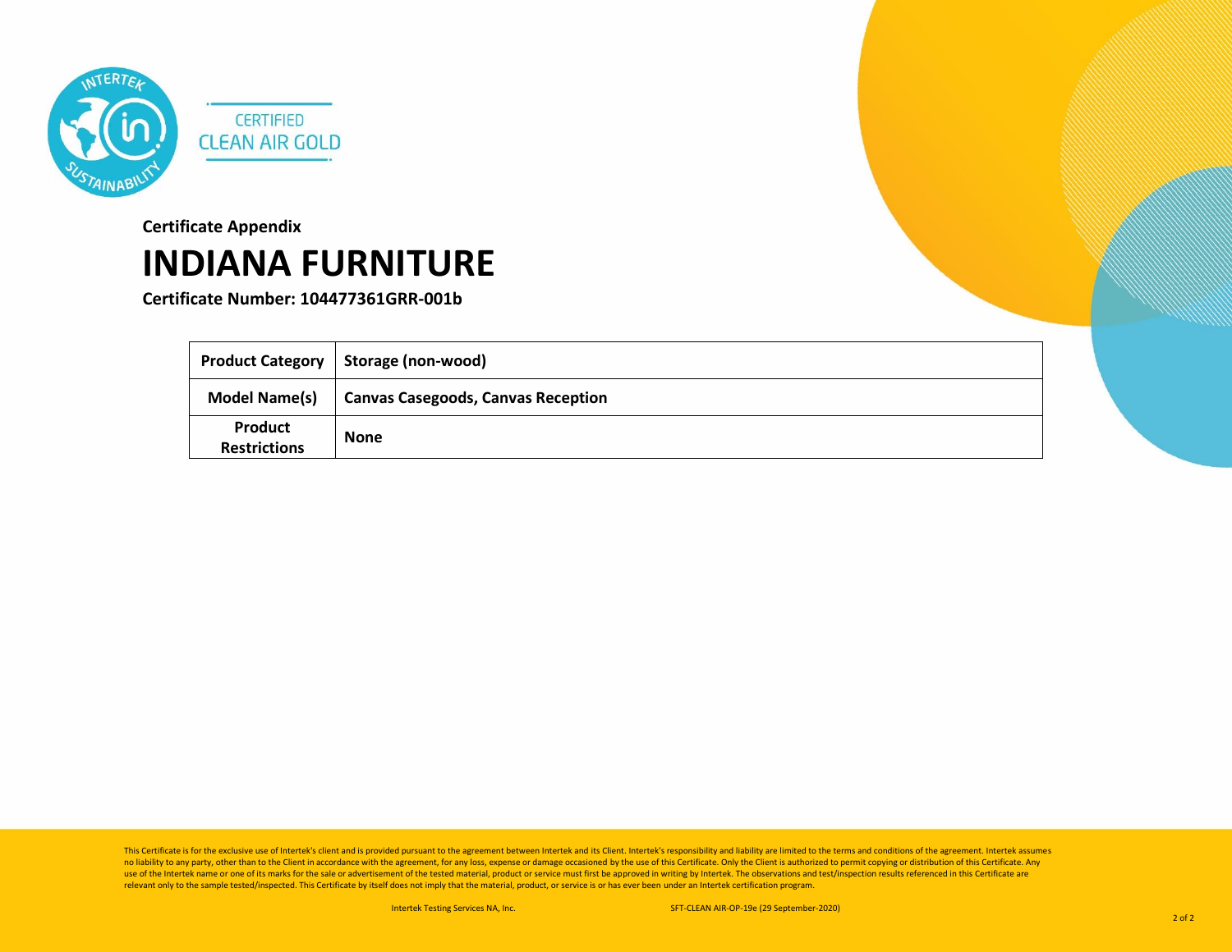CERTIFIED CLEAN AIR GOLD

**Certificate Appendix**

# INDIANA FURNITURE

**Certificate Number: 104477361GRR-001b**

| | |
|---|---|
| **Product Category** | **Storage (non-wood)** |
| **Model Name(s)** | **Canvas Casegoods, Canvas Reception** |
| **Product Restrictions** | **None** |

This Certificate is for the exclusive use of Intertek's client and is provided pursuant to the agreement between Intertek and its Client. Intertek's responsibility and liability are limited to the terms and conditions of the agreement. Intertek assumes no liability to any party, other than to the Client in accordance with the agreement, for any loss, expense or damage occasioned by the use of this Certificate. Only the Client is authorized to permit copying or distribution of this Certificate. Any use of the Intertek name or one of its marks for the sale or advertisement of the tested material, product or service must first be approved in writing by Intertek. The observations and test/inspection results referenced in this Certificate are relevant only to the sample tested/inspected. This Certificate by itself does not imply that the material, product, or service is or has ever been under an Intertek certification program.

Intertek Testing Services NA, Inc.

SFT-CLEAN AIR-OP-19e (29 September-2020)